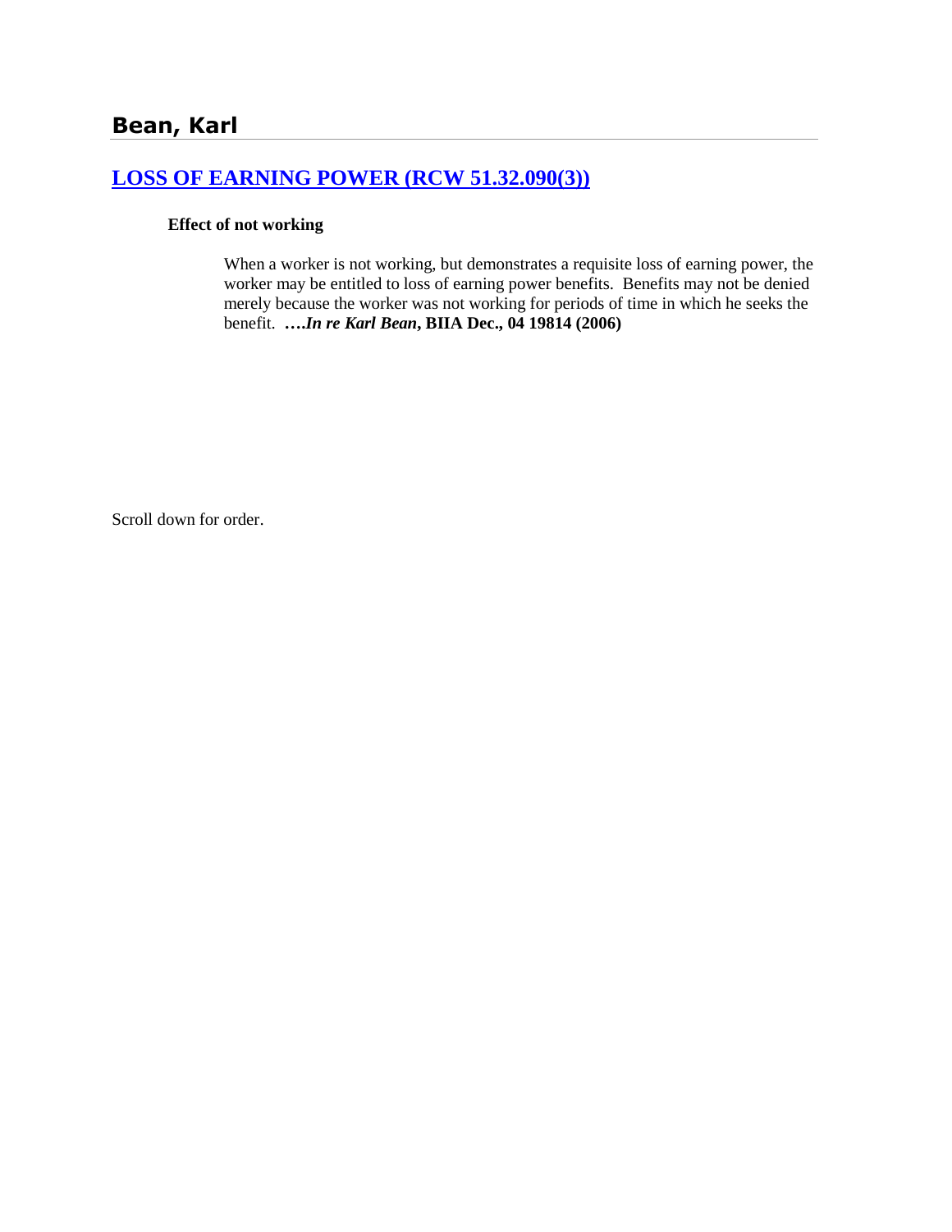## Bean, Karl

### [LOSS OF EARNING POWER (RCW 51.32.090(3))]()

**Effect of not working**

When a worker is not working, but demonstrates a requisite loss of earning power, the worker may be entitled to loss of earning power benefits. Benefits may not be denied merely because the worker was not working for periods of time in which he seeks the benefit. **….*In re Karl Bean*, BIIA Dec., 04 19814 (2006)**

Scroll down for order.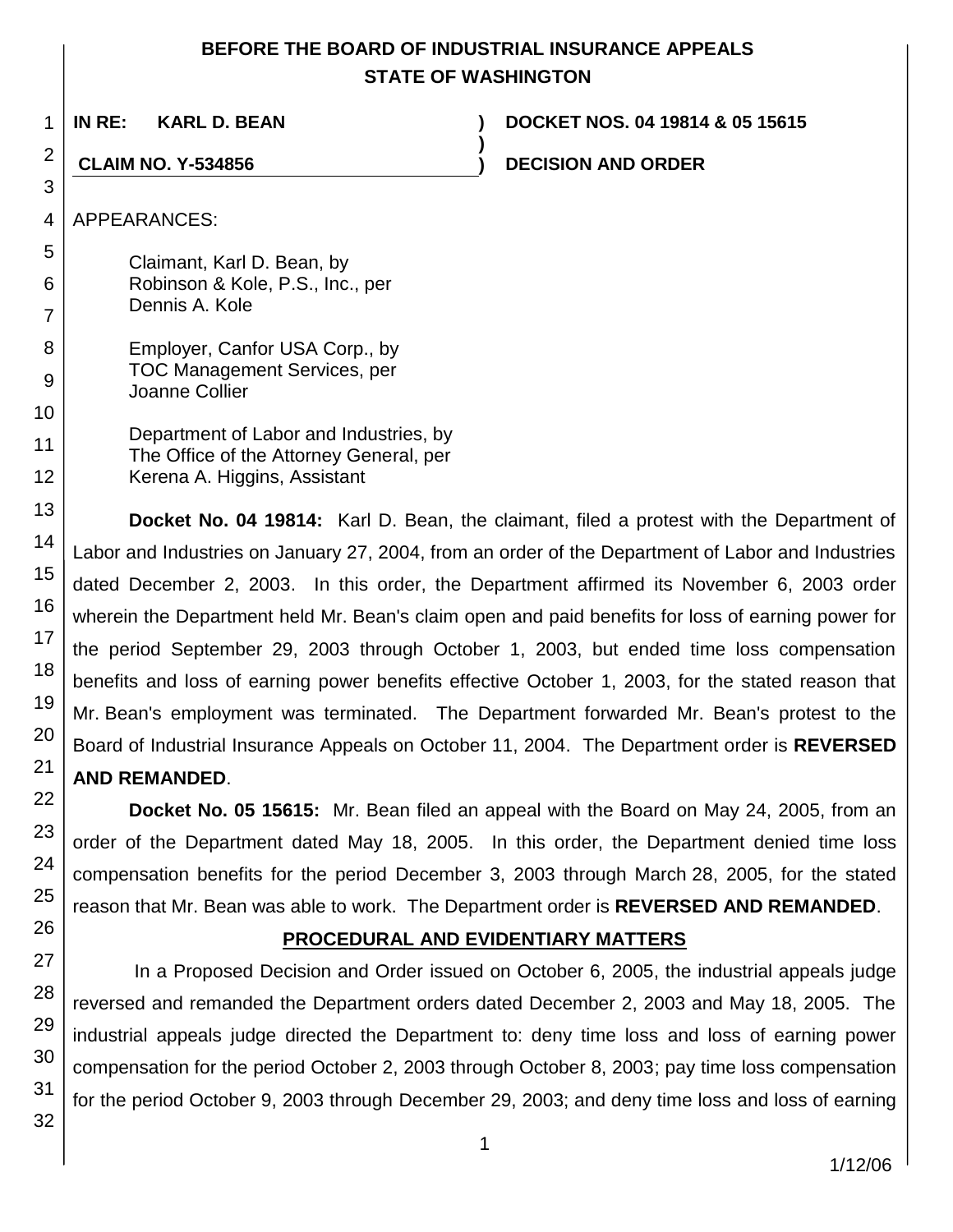# BEFORE THE BOARD OF INDUSTRIAL INSURANCE APPEALS
# STATE OF WASHINGTON

**IN RE: KARL D. BEAN** ) **DOCKET NOS. 04 19814 & 05 15615**
)
**CLAIM NO. Y-534856** ) **DECISION AND ORDER**

APPEARANCES:

Claimant, Karl D. Bean, by
Robinson & Kole, P.S., Inc., per
Dennis A. Kole

Employer, Canfor USA Corp., by
TOC Management Services, per
Joanne Collier

Department of Labor and Industries, by
The Office of the Attorney General, per
Kerena A. Higgins, Assistant

**Docket No. 04 19814:** Karl D. Bean, the claimant, filed a protest with the Department of Labor and Industries on January 27, 2004, from an order of the Department of Labor and Industries dated December 2, 2003. In this order, the Department affirmed its November 6, 2003 order wherein the Department held Mr. Bean's claim open and paid benefits for loss of earning power for the period September 29, 2003 through October 1, 2003, but ended time loss compensation benefits and loss of earning power benefits effective October 1, 2003, for the stated reason that Mr. Bean's employment was terminated. The Department forwarded Mr. Bean's protest to the Board of Industrial Insurance Appeals on October 11, 2004. The Department order is **REVERSED AND REMANDED**.

**Docket No. 05 15615:** Mr. Bean filed an appeal with the Board on May 24, 2005, from an order of the Department dated May 18, 2005. In this order, the Department denied time loss compensation benefits for the period December 3, 2003 through March 28, 2005, for the stated reason that Mr. Bean was able to work. The Department order is **REVERSED AND REMANDED**.

## PROCEDURAL AND EVIDENTIARY MATTERS

In a Proposed Decision and Order issued on October 6, 2005, the industrial appeals judge reversed and remanded the Department orders dated December 2, 2003 and May 18, 2005. The industrial appeals judge directed the Department to: deny time loss and loss of earning power compensation for the period October 2, 2003 through October 8, 2003; pay time loss compensation for the period October 9, 2003 through December 29, 2003; and deny time loss and loss of earning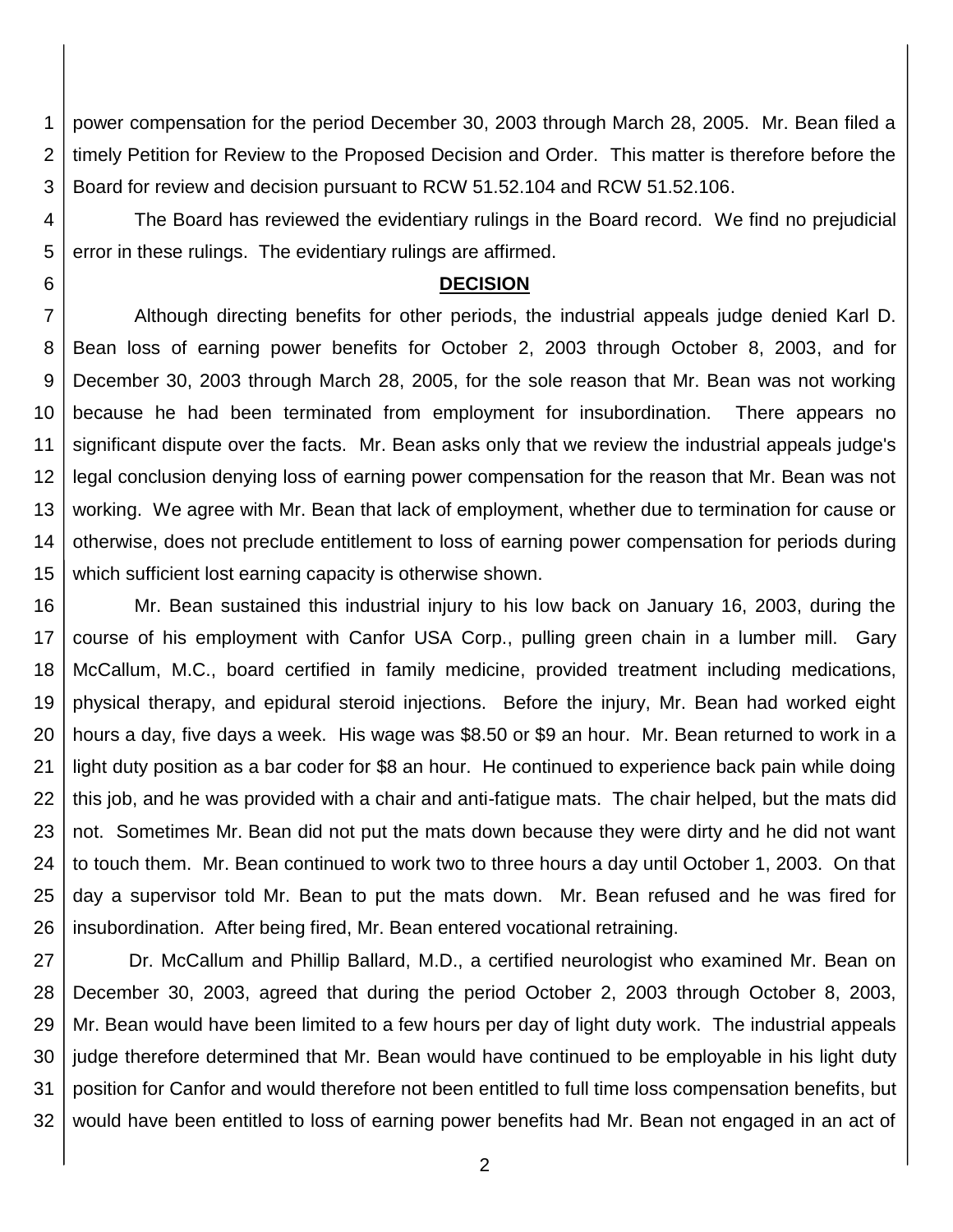power compensation for the period December 30, 2003 through March 28, 2005. Mr. Bean filed a timely Petition for Review to the Proposed Decision and Order. This matter is therefore before the Board for review and decision pursuant to RCW 51.52.104 and RCW 51.52.106.

The Board has reviewed the evidentiary rulings in the Board record. We find no prejudicial error in these rulings. The evidentiary rulings are affirmed.

## DECISION

Although directing benefits for other periods, the industrial appeals judge denied Karl D. Bean loss of earning power benefits for October 2, 2003 through October 8, 2003, and for December 30, 2003 through March 28, 2005, for the sole reason that Mr. Bean was not working because he had been terminated from employment for insubordination. There appears no significant dispute over the facts. Mr. Bean asks only that we review the industrial appeals judge's legal conclusion denying loss of earning power compensation for the reason that Mr. Bean was not working. We agree with Mr. Bean that lack of employment, whether due to termination for cause or otherwise, does not preclude entitlement to loss of earning power compensation for periods during which sufficient lost earning capacity is otherwise shown.

Mr. Bean sustained this industrial injury to his low back on January 16, 2003, during the course of his employment with Canfor USA Corp., pulling green chain in a lumber mill. Gary McCallum, M.C., board certified in family medicine, provided treatment including medications, physical therapy, and epidural steroid injections. Before the injury, Mr. Bean had worked eight hours a day, five days a week. His wage was $8.50 or $9 an hour. Mr. Bean returned to work in a light duty position as a bar coder for $8 an hour. He continued to experience back pain while doing this job, and he was provided with a chair and anti-fatigue mats. The chair helped, but the mats did not. Sometimes Mr. Bean did not put the mats down because they were dirty and he did not want to touch them. Mr. Bean continued to work two to three hours a day until October 1, 2003. On that day a supervisor told Mr. Bean to put the mats down. Mr. Bean refused and he was fired for insubordination. After being fired, Mr. Bean entered vocational retraining.

Dr. McCallum and Phillip Ballard, M.D., a certified neurologist who examined Mr. Bean on December 30, 2003, agreed that during the period October 2, 2003 through October 8, 2003, Mr. Bean would have been limited to a few hours per day of light duty work. The industrial appeals judge therefore determined that Mr. Bean would have continued to be employable in his light duty position for Canfor and would therefore not been entitled to full time loss compensation benefits, but would have been entitled to loss of earning power benefits had Mr. Bean not engaged in an act of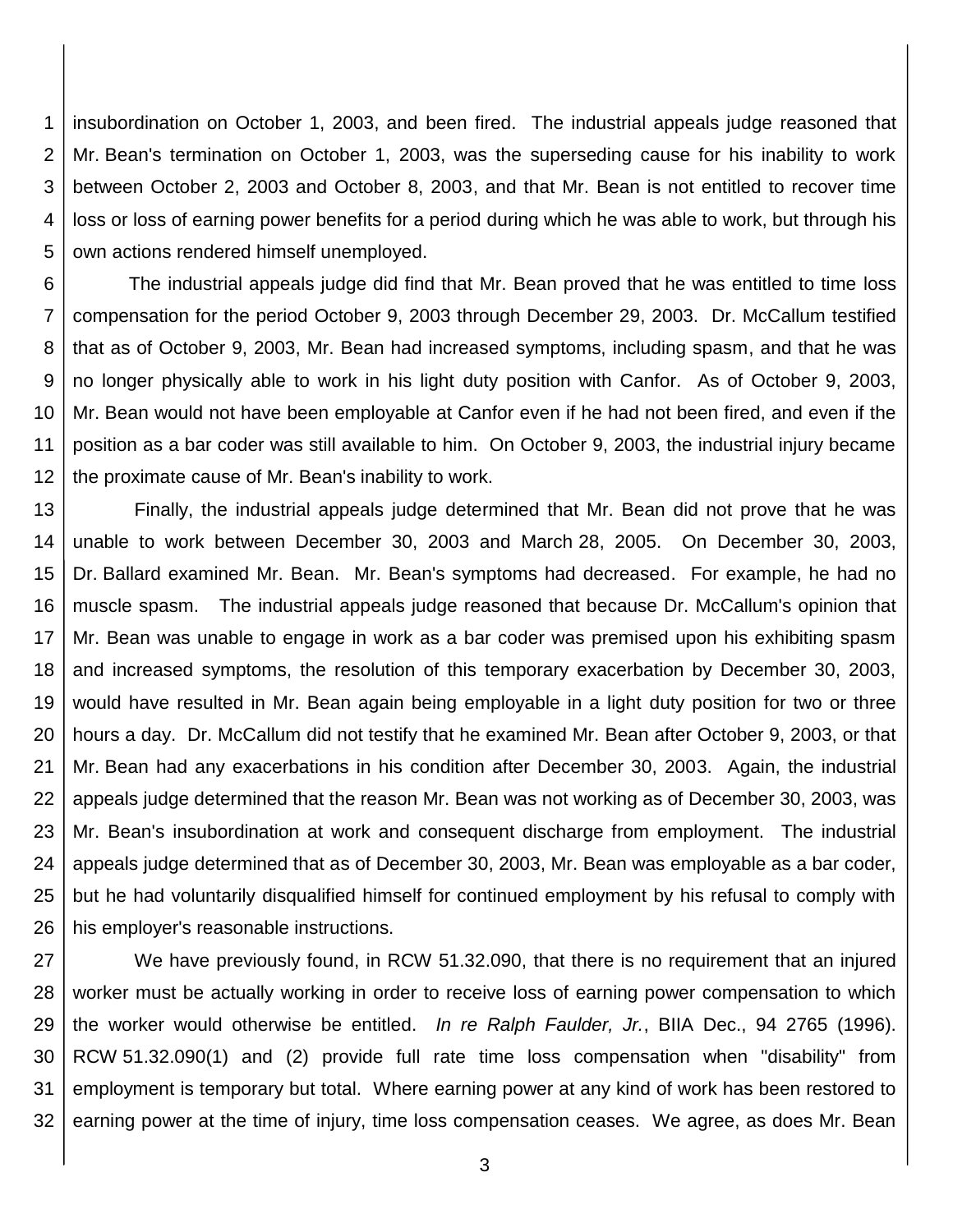insubordination on October 1, 2003, and been fired. The industrial appeals judge reasoned that Mr. Bean's termination on October 1, 2003, was the superseding cause for his inability to work between October 2, 2003 and October 8, 2003, and that Mr. Bean is not entitled to recover time loss or loss of earning power benefits for a period during which he was able to work, but through his own actions rendered himself unemployed.

The industrial appeals judge did find that Mr. Bean proved that he was entitled to time loss compensation for the period October 9, 2003 through December 29, 2003. Dr. McCallum testified that as of October 9, 2003, Mr. Bean had increased symptoms, including spasm, and that he was no longer physically able to work in his light duty position with Canfor. As of October 9, 2003, Mr. Bean would not have been employable at Canfor even if he had not been fired, and even if the position as a bar coder was still available to him. On October 9, 2003, the industrial injury became the proximate cause of Mr. Bean's inability to work.

Finally, the industrial appeals judge determined that Mr. Bean did not prove that he was unable to work between December 30, 2003 and March 28, 2005. On December 30, 2003, Dr. Ballard examined Mr. Bean. Mr. Bean's symptoms had decreased. For example, he had no muscle spasm. The industrial appeals judge reasoned that because Dr. McCallum's opinion that Mr. Bean was unable to engage in work as a bar coder was premised upon his exhibiting spasm and increased symptoms, the resolution of this temporary exacerbation by December 30, 2003, would have resulted in Mr. Bean again being employable in a light duty position for two or three hours a day. Dr. McCallum did not testify that he examined Mr. Bean after October 9, 2003, or that Mr. Bean had any exacerbations in his condition after December 30, 2003. Again, the industrial appeals judge determined that the reason Mr. Bean was not working as of December 30, 2003, was Mr. Bean's insubordination at work and consequent discharge from employment. The industrial appeals judge determined that as of December 30, 2003, Mr. Bean was employable as a bar coder, but he had voluntarily disqualified himself for continued employment by his refusal to comply with his employer's reasonable instructions.

We have previously found, in RCW 51.32.090, that there is no requirement that an injured worker must be actually working in order to receive loss of earning power compensation to which the worker would otherwise be entitled. *In re Ralph Faulder, Jr.*, BIIA Dec., 94 2765 (1996). RCW 51.32.090(1) and (2) provide full rate time loss compensation when "disability" from employment is temporary but total. Where earning power at any kind of work has been restored to earning power at the time of injury, time loss compensation ceases. We agree, as does Mr. Bean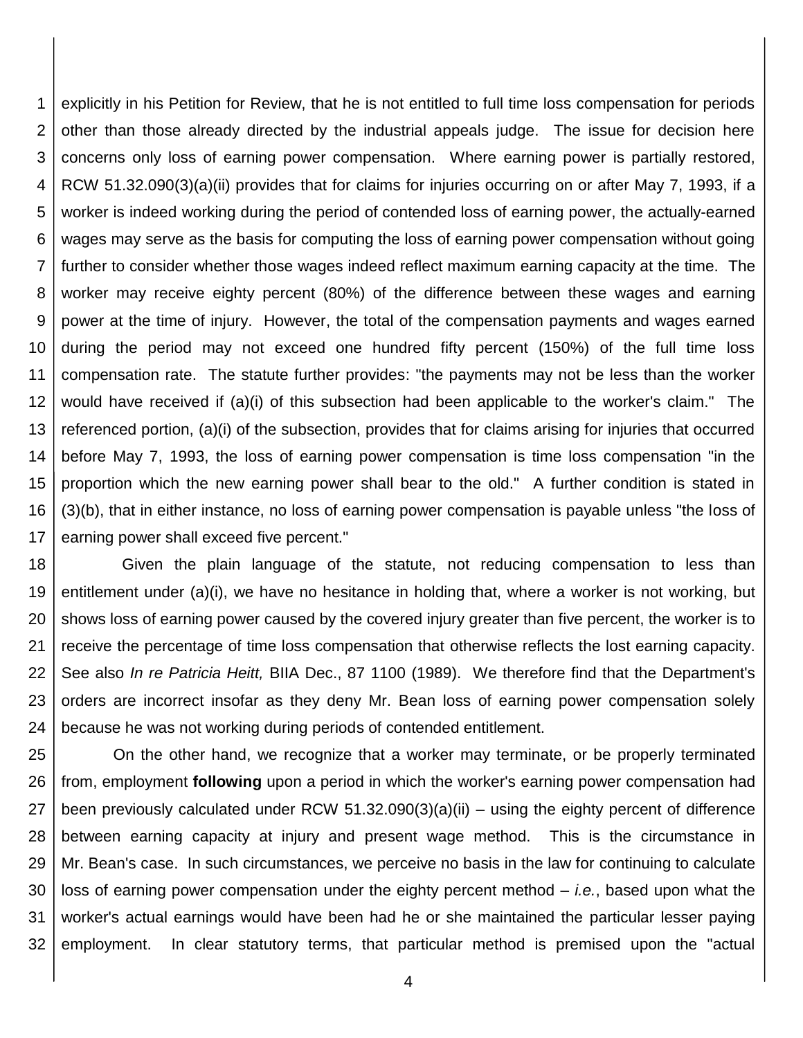explicitly in his Petition for Review, that he is not entitled to full time loss compensation for periods other than those already directed by the industrial appeals judge. The issue for decision here concerns only loss of earning power compensation. Where earning power is partially restored, RCW 51.32.090(3)(a)(ii) provides that for claims for injuries occurring on or after May 7, 1993, if a worker is indeed working during the period of contended loss of earning power, the actually-earned wages may serve as the basis for computing the loss of earning power compensation without going further to consider whether those wages indeed reflect maximum earning capacity at the time. The worker may receive eighty percent (80%) of the difference between these wages and earning power at the time of injury. However, the total of the compensation payments and wages earned during the period may not exceed one hundred fifty percent (150%) of the full time loss compensation rate. The statute further provides: "the payments may not be less than the worker would have received if (a)(i) of this subsection had been applicable to the worker's claim." The referenced portion, (a)(i) of the subsection, provides that for claims arising for injuries that occurred before May 7, 1993, the loss of earning power compensation is time loss compensation "in the proportion which the new earning power shall bear to the old." A further condition is stated in (3)(b), that in either instance, no loss of earning power compensation is payable unless "the loss of earning power shall exceed five percent."

Given the plain language of the statute, not reducing compensation to less than entitlement under (a)(i), we have no hesitance in holding that, where a worker is not working, but shows loss of earning power caused by the covered injury greater than five percent, the worker is to receive the percentage of time loss compensation that otherwise reflects the lost earning capacity. See also *In re Patricia Heitt,* BIIA Dec., 87 1100 (1989). We therefore find that the Department's orders are incorrect insofar as they deny Mr. Bean loss of earning power compensation solely because he was not working during periods of contended entitlement.

On the other hand, we recognize that a worker may terminate, or be properly terminated from, employment **following** upon a period in which the worker's earning power compensation had been previously calculated under RCW 51.32.090(3)(a)(ii) – using the eighty percent of difference between earning capacity at injury and present wage method. This is the circumstance in Mr. Bean's case. In such circumstances, we perceive no basis in the law for continuing to calculate loss of earning power compensation under the eighty percent method – *i.e.*, based upon what the worker's actual earnings would have been had he or she maintained the particular lesser paying employment. In clear statutory terms, that particular method is premised upon the "actual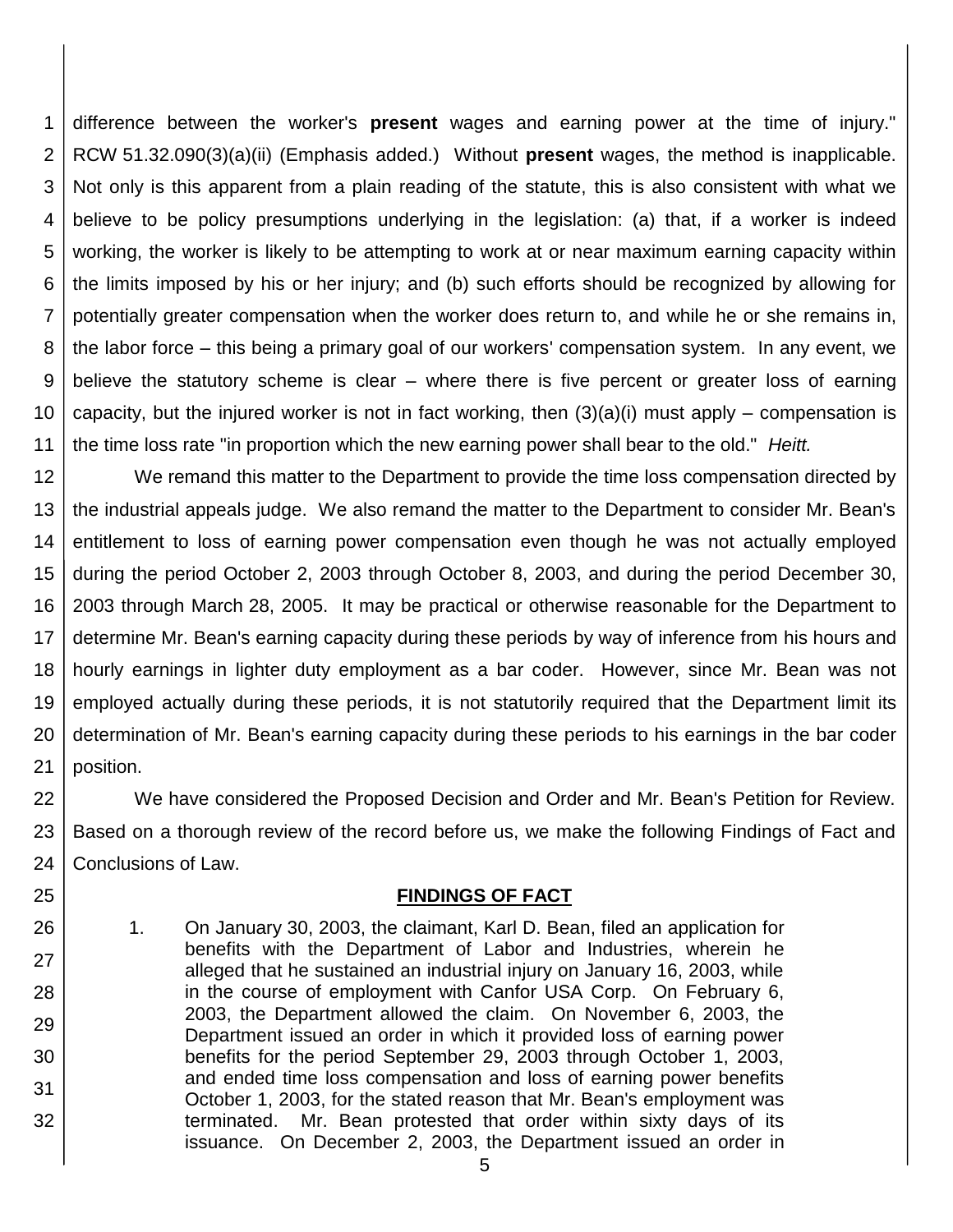difference between the worker's **present** wages and earning power at the time of injury." RCW 51.32.090(3)(a)(ii) (Emphasis added.) Without **present** wages, the method is inapplicable. Not only is this apparent from a plain reading of the statute, this is also consistent with what we believe to be policy presumptions underlying in the legislation: (a) that, if a worker is indeed working, the worker is likely to be attempting to work at or near maximum earning capacity within the limits imposed by his or her injury; and (b) such efforts should be recognized by allowing for potentially greater compensation when the worker does return to, and while he or she remains in, the labor force – this being a primary goal of our workers' compensation system. In any event, we believe the statutory scheme is clear – where there is five percent or greater loss of earning capacity, but the injured worker is not in fact working, then (3)(a)(i) must apply – compensation is the time loss rate "in proportion which the new earning power shall bear to the old." *Heitt.*

We remand this matter to the Department to provide the time loss compensation directed by the industrial appeals judge. We also remand the matter to the Department to consider Mr. Bean's entitlement to loss of earning power compensation even though he was not actually employed during the period October 2, 2003 through October 8, 2003, and during the period December 30, 2003 through March 28, 2005. It may be practical or otherwise reasonable for the Department to determine Mr. Bean's earning capacity during these periods by way of inference from his hours and hourly earnings in lighter duty employment as a bar coder. However, since Mr. Bean was not employed actually during these periods, it is not statutorily required that the Department limit its determination of Mr. Bean's earning capacity during these periods to his earnings in the bar coder position.

We have considered the Proposed Decision and Order and Mr. Bean's Petition for Review. Based on a thorough review of the record before us, we make the following Findings of Fact and Conclusions of Law.

## FINDINGS OF FACT

1. On January 30, 2003, the claimant, Karl D. Bean, filed an application for benefits with the Department of Labor and Industries, wherein he alleged that he sustained an industrial injury on January 16, 2003, while in the course of employment with Canfor USA Corp. On February 6, 2003, the Department allowed the claim. On November 6, 2003, the Department issued an order in which it provided loss of earning power benefits for the period September 29, 2003 through October 1, 2003, and ended time loss compensation and loss of earning power benefits October 1, 2003, for the stated reason that Mr. Bean's employment was terminated. Mr. Bean protested that order within sixty days of its issuance. On December 2, 2003, the Department issued an order in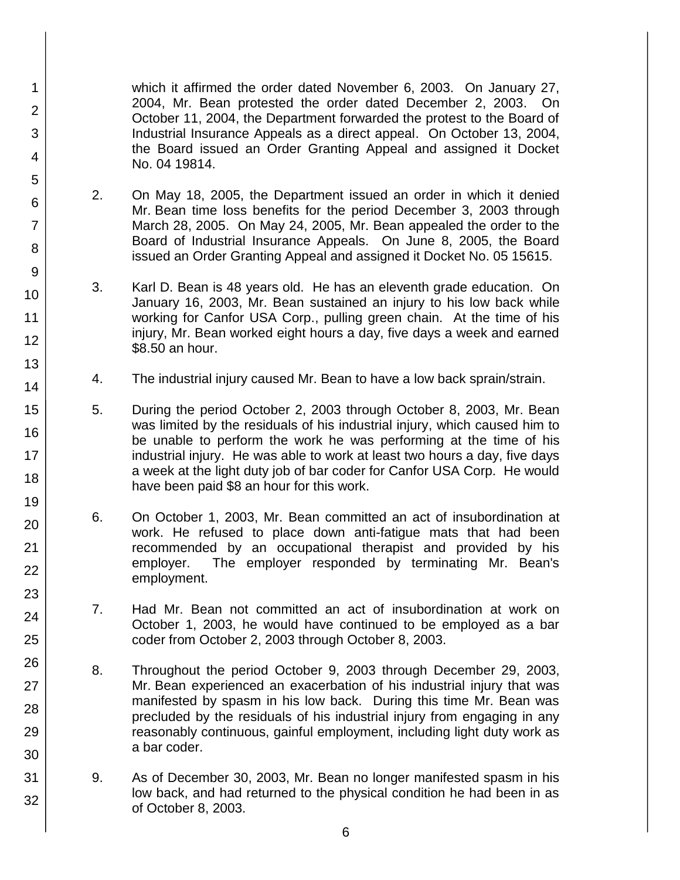which it affirmed the order dated November 6, 2003. On January 27, 2004, Mr. Bean protested the order dated December 2, 2003. On October 11, 2004, the Department forwarded the protest to the Board of Industrial Insurance Appeals as a direct appeal. On October 13, 2004, the Board issued an Order Granting Appeal and assigned it Docket No. 04 19814.

2. On May 18, 2005, the Department issued an order in which it denied Mr. Bean time loss benefits for the period December 3, 2003 through March 28, 2005. On May 24, 2005, Mr. Bean appealed the order to the Board of Industrial Insurance Appeals. On June 8, 2005, the Board issued an Order Granting Appeal and assigned it Docket No. 05 15615.

3. Karl D. Bean is 48 years old. He has an eleventh grade education. On January 16, 2003, Mr. Bean sustained an injury to his low back while working for Canfor USA Corp., pulling green chain. At the time of his injury, Mr. Bean worked eight hours a day, five days a week and earned $8.50 an hour.

4. The industrial injury caused Mr. Bean to have a low back sprain/strain.

5. During the period October 2, 2003 through October 8, 2003, Mr. Bean was limited by the residuals of his industrial injury, which caused him to be unable to perform the work he was performing at the time of his industrial injury. He was able to work at least two hours a day, five days a week at the light duty job of bar coder for Canfor USA Corp. He would have been paid $8 an hour for this work.

6. On October 1, 2003, Mr. Bean committed an act of insubordination at work. He refused to place down anti-fatigue mats that had been recommended by an occupational therapist and provided by his employer. The employer responded by terminating Mr. Bean's employment.

7. Had Mr. Bean not committed an act of insubordination at work on October 1, 2003, he would have continued to be employed as a bar coder from October 2, 2003 through October 8, 2003.

8. Throughout the period October 9, 2003 through December 29, 2003, Mr. Bean experienced an exacerbation of his industrial injury that was manifested by spasm in his low back. During this time Mr. Bean was precluded by the residuals of his industrial injury from engaging in any reasonably continuous, gainful employment, including light duty work as a bar coder.

9. As of December 30, 2003, Mr. Bean no longer manifested spasm in his low back, and had returned to the physical condition he had been in as of October 8, 2003.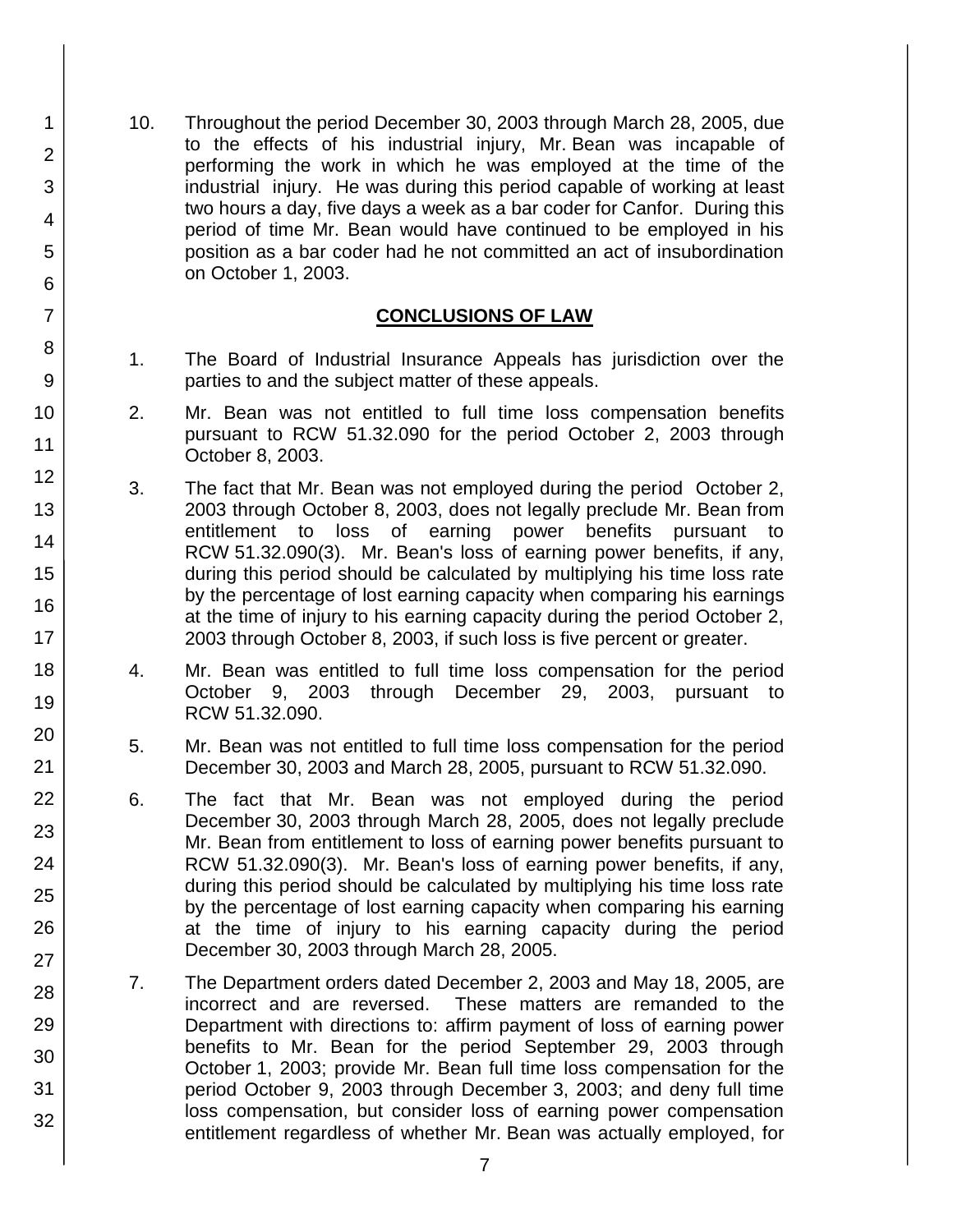10. Throughout the period December 30, 2003 through March 28, 2005, due to the effects of his industrial injury, Mr. Bean was incapable of performing the work in which he was employed at the time of the industrial injury. He was during this period capable of working at least two hours a day, five days a week as a bar coder for Canfor. During this period of time Mr. Bean would have continued to be employed in his position as a bar coder had he not committed an act of insubordination on October 1, 2003.

## CONCLUSIONS OF LAW

1. The Board of Industrial Insurance Appeals has jurisdiction over the parties to and the subject matter of these appeals.

2. Mr. Bean was not entitled to full time loss compensation benefits pursuant to RCW 51.32.090 for the period October 2, 2003 through October 8, 2003.

3. The fact that Mr. Bean was not employed during the period October 2, 2003 through October 8, 2003, does not legally preclude Mr. Bean from entitlement to loss of earning power benefits pursuant to RCW 51.32.090(3). Mr. Bean's loss of earning power benefits, if any, during this period should be calculated by multiplying his time loss rate by the percentage of lost earning capacity when comparing his earnings at the time of injury to his earning capacity during the period October 2, 2003 through October 8, 2003, if such loss is five percent or greater.

4. Mr. Bean was entitled to full time loss compensation for the period October 9, 2003 through December 29, 2003, pursuant to RCW 51.32.090.

5. Mr. Bean was not entitled to full time loss compensation for the period December 30, 2003 and March 28, 2005, pursuant to RCW 51.32.090.

6. The fact that Mr. Bean was not employed during the period December 30, 2003 through March 28, 2005, does not legally preclude Mr. Bean from entitlement to loss of earning power benefits pursuant to RCW 51.32.090(3). Mr. Bean's loss of earning power benefits, if any, during this period should be calculated by multiplying his time loss rate by the percentage of lost earning capacity when comparing his earning at the time of injury to his earning capacity during the period December 30, 2003 through March 28, 2005.

7. The Department orders dated December 2, 2003 and May 18, 2005, are incorrect and are reversed. These matters are remanded to the Department with directions to: affirm payment of loss of earning power benefits to Mr. Bean for the period September 29, 2003 through October 1, 2003; provide Mr. Bean full time loss compensation for the period October 9, 2003 through December 3, 2003; and deny full time loss compensation, but consider loss of earning power compensation entitlement regardless of whether Mr. Bean was actually employed, for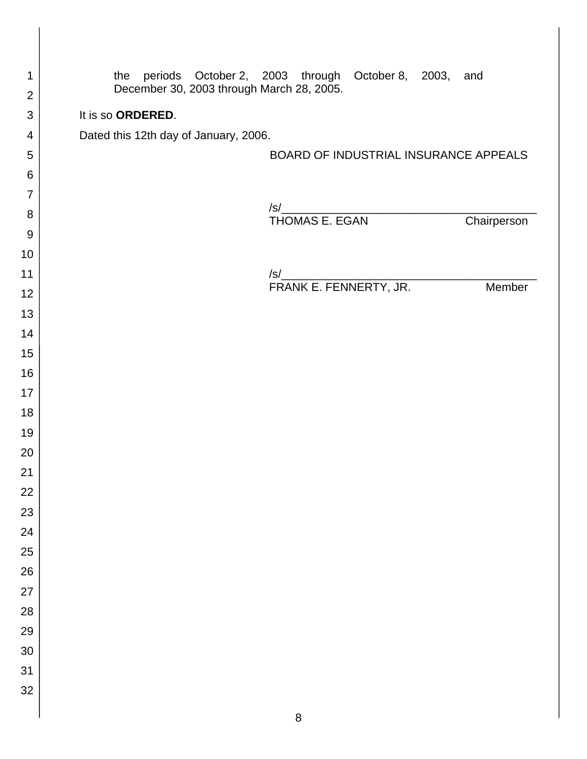the periods October 2, 2003 through October 8, 2003, and December 30, 2003 through March 28, 2005.

It is so **ORDERED**.

Dated this 12th day of January, 2006.

BOARD OF INDUSTRIAL INSURANCE APPEALS

/s/\_\_\_\_\_\_\_\_\_\_\_\_\_\_\_\_\_\_\_\_\_\_\_\_\_\_\_\_\_\_\_\_\_\_\_\_\_\_\_\_\_\_
THOMAS E. EGAN Chairperson

/s/\_\_\_\_\_\_\_\_\_\_\_\_\_\_\_\_\_\_\_\_\_\_\_\_\_\_\_\_\_\_\_\_\_\_\_\_\_\_\_\_\_\_
FRANK E. FENNERTY, JR. Member